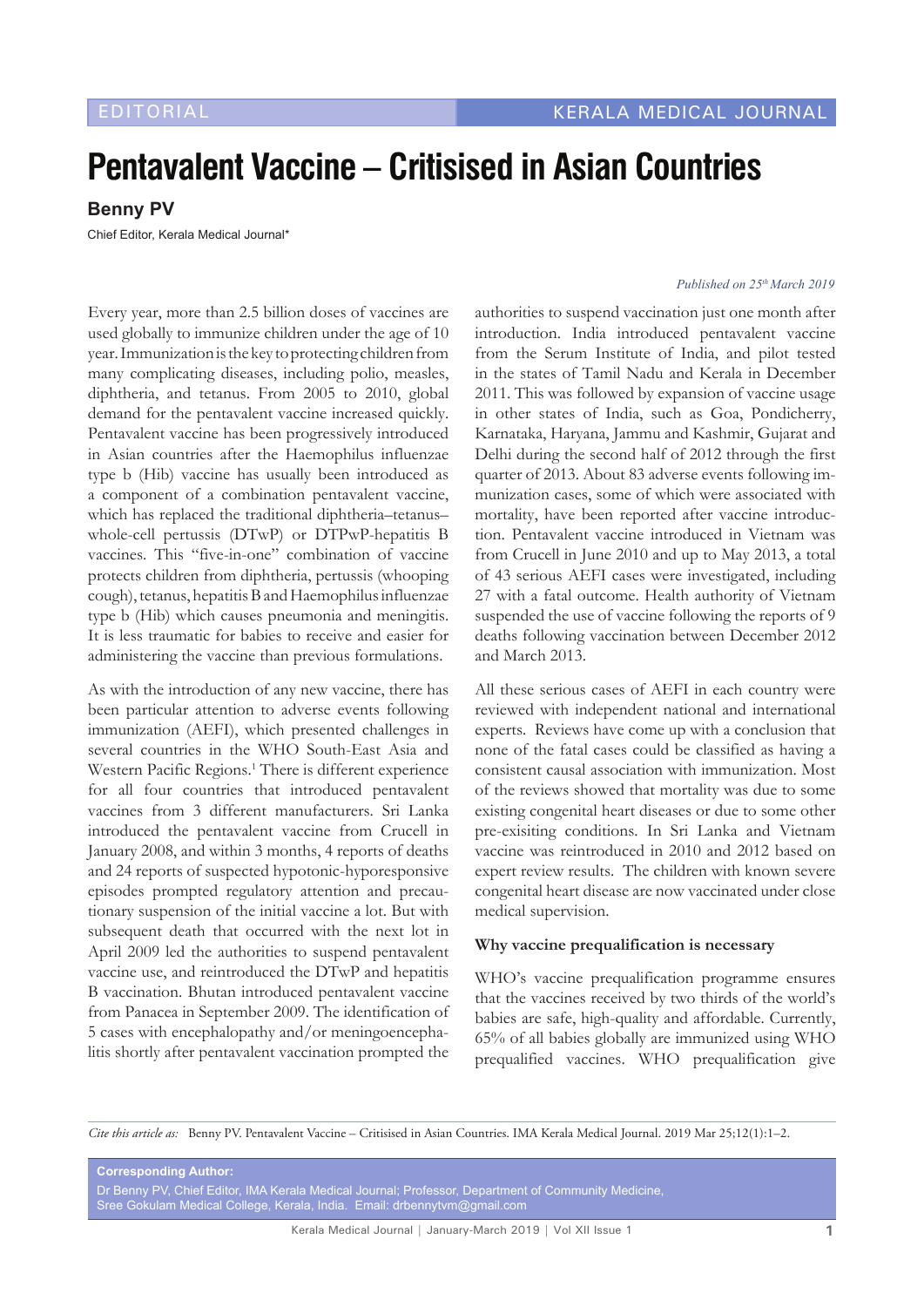EDITORIAL

# Pentavalent Vaccine – Critisised in Asian Countries

**Benny PV**

Chief Editor, Kerala Medical Journal*

*Published on 25th March 2019*

Every year, more than 2.5 billion doses of vaccines are used globally to immunize children under the age of 10 year. Immunization is the key to protecting children from many complicating diseases, including polio, measles, diphtheria, and tetanus. From 2005 to 2010, global demand for the pentavalent vaccine increased quickly. Pentavalent vaccine has been progressively introduced in Asian countries after the Haemophilus influenzae type b (Hib) vaccine has usually been introduced as a component of a combination pentavalent vaccine, which has replaced the traditional diphtheria–tetanus–whole-cell pertussis (DTwP) or DTPwP-hepatitis B vaccines. This "five-in-one" combination of vaccine protects children from diphtheria, pertussis (whooping cough), tetanus, hepatitis B and Haemophilus influenzae type b (Hib) which causes pneumonia and meningitis. It is less traumatic for babies to receive and easier for administering the vaccine than previous formulations.

As with the introduction of any new vaccine, there has been particular attention to adverse events following immunization (AEFI), which presented challenges in several countries in the WHO South-East Asia and Western Pacific Regions.[1] There is different experience for all four countries that introduced pentavalent vaccines from 3 different manufacturers. Sri Lanka introduced the pentavalent vaccine from Crucell in January 2008, and within 3 months, 4 reports of deaths and 24 reports of suspected hypotonic-hyporesponsive episodes prompted regulatory attention and precautionary suspension of the initial vaccine a lot. But with subsequent death that occurred with the next lot in April 2009 led the authorities to suspend pentavalent vaccine use, and reintroduced the DTwP and hepatitis B vaccination. Bhutan introduced pentavalent vaccine from Panacea in September 2009. The identification of 5 cases with encephalopathy and/or meningoencephalitis shortly after pentavalent vaccination prompted the authorities to suspend vaccination just one month after introduction. India introduced pentavalent vaccine from the Serum Institute of India, and pilot tested in the states of Tamil Nadu and Kerala in December 2011. This was followed by expansion of vaccine usage in other states of India, such as Goa, Pondicherry, Karnataka, Haryana, Jammu and Kashmir, Gujarat and Delhi during the second half of 2012 through the first quarter of 2013. About 83 adverse events following immunization cases, some of which were associated with mortality, have been reported after vaccine introduction. Pentavalent vaccine introduced in Vietnam was from Crucell in June 2010 and up to May 2013, a total of 43 serious AEFI cases were investigated, including 27 with a fatal outcome. Health authority of Vietnam suspended the use of vaccine following the reports of 9 deaths following vaccination between December 2012 and March 2013.

All these serious cases of AEFI in each country were reviewed with independent national and international experts. Reviews have come up with a conclusion that none of the fatal cases could be classified as having a consistent causal association with immunization. Most of the reviews showed that mortality was due to some existing congenital heart diseases or due to some other pre-exisiting conditions. In Sri Lanka and Vietnam vaccine was reintroduced in 2010 and 2012 based on expert review results. The children with known severe congenital heart disease are now vaccinated under close medical supervision.

### Why vaccine prequalification is necessary

WHO's vaccine prequalification programme ensures that the vaccines received by two thirds of the world's babies are safe, high-quality and affordable. Currently, 65% of all babies globally are immunized using WHO prequalified vaccines. WHO prequalification give

*Cite this article as:* Benny PV. Pentavalent Vaccine – Critisised in Asian Countries. IMA Kerala Medical Journal. 2019 Mar 25;12(1):1–2.

**Corresponding Author:**
Dr Benny PV, Chief Editor, IMA Kerala Medical Journal; Professor, Department of Community Medicine, Sree Gokulam Medical College, Kerala, India. Email: drbennytvm@gmail.com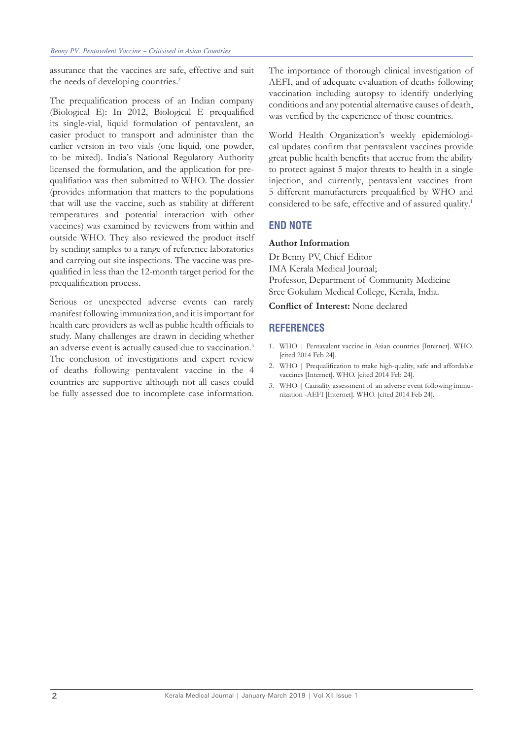assurance that the vaccines are safe, effective and suit the needs of developing countries.[2]

The prequalification process of an Indian company (Biological E): In 2012, Biological E prequalified its single-vial, liquid formulation of pentavalent, an easier product to transport and administer than the earlier version in two vials (one liquid, one powder, to be mixed). India's National Regulatory Authority licensed the formulation, and the application for prequalifiation was then submitted to WHO. The dossier (provides information that matters to the populations that will use the vaccine, such as stability at different temperatures and potential interaction with other vaccines) was examined by reviewers from within and outside WHO. They also reviewed the product itself by sending samples to a range of reference laboratories and carrying out site inspections. The vaccine was prequalified in less than the 12-month target period for the prequalification process.

Serious or unexpected adverse events can rarely manifest following immunization, and it is important for health care providers as well as public health officials to study. Many challenges are drawn in deciding whether an adverse event is actually caused due to vaccination.[3] The conclusion of investigations and expert review of deaths following pentavalent vaccine in the 4 countries are supportive although not all cases could be fully assessed due to incomplete case information. The importance of thorough clinical investigation of AEFI, and of adequate evaluation of deaths following vaccination including autopsy to identify underlying conditions and any potential alternative causes of death, was verified by the experience of those countries.

World Health Organization's weekly epidemiological updates confirm that pentavalent vaccines provide great public health benefits that accrue from the ability to protect against 5 major threats to health in a single injection, and currently, pentavalent vaccines from 5 different manufacturers prequalified by WHO and considered to be safe, effective and of assured quality.[1]

## END NOTE

**Author Information**

Dr Benny PV, Chief Editor
IMA Kerala Medical Journal;
Professor, Department of Community Medicine
Sree Gokulam Medical College, Kerala, India.

**Conflict of Interest:** None declared

## REFERENCES

1. WHO | Pentavalent vaccine in Asian countries [Internet]. WHO. [cited 2014 Feb 24].
2. WHO | Prequalification to make high-quality, safe and affordable vaccines [Internet]. WHO. [cited 2014 Feb 24].
3. WHO | Causality assessment of an adverse event following immunization -AEFI [Internet]. WHO. [cited 2014 Feb 24].